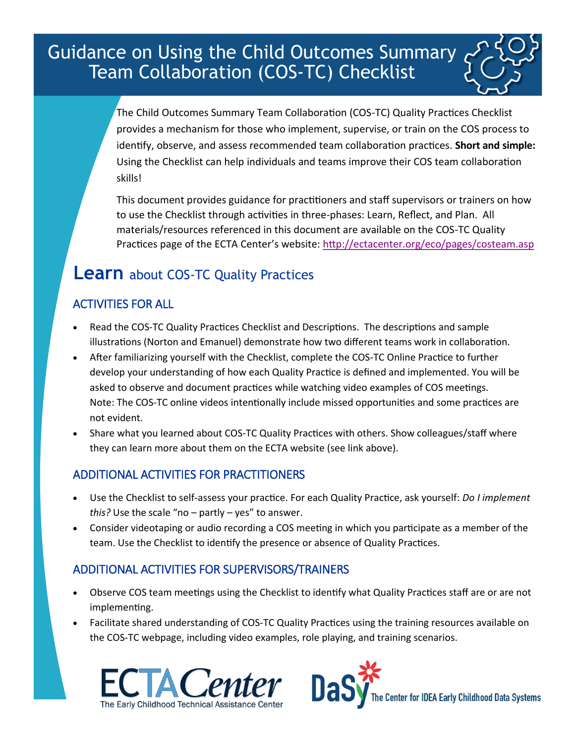# Guidance on Using the Child Outcomes Summary Team Collaboration (COS-TC) Checklist

The Child Outcomes Summary Team Collaboration (COS-TC) Quality Practices Checklist provides a mechanism for those who implement, supervise, or train on the COS process to identify, observe, and assess recommended team collaboration practices. **Short and simple:** Using the Checklist can help individuals and teams improve their COS team collaboration skills!

This document provides guidance for practitioners and staff supervisors or trainers on how to use the Checklist through activities in three-phases: Learn, Reflect, and Plan. All materials/resources referenced in this document are available on the COS-TC Quality Practices page of the ECTA Center's website: http://ectacenter.org/eco/pages/costeam.asp

## **Learn** about COS-TC Quality Practices

### ACTIVITIES FOR ALL

- Read the COS-TC Quality Practices Checklist and Descriptions. The descriptions and sample illustrations (Norton and Emanuel) demonstrate how two different teams work in collaboration.
- After familiarizing yourself with the Checklist, complete the COS-TC Online Practice to further develop your understanding of how each Quality Practice is defined and implemented. You will be asked to observe and document practices while watching video examples of COS meetings. Note: The COS-TC online videos intentionally include missed opportunities and some practices are not evident.
- Share what you learned about COS-TC Quality Practices with others. Show colleagues/staff where they can learn more about them on the ECTA website (see link above).

### ADDITIONAL ACTIVITIES FOR PRACTITIONERS

- Use the Checklist to self-assess your practice. For each Quality Practice, ask yourself: *Do I implement this?* Use the scale "no – partly – yes" to answer.
- Consider videotaping or audio recording a COS meeting in which you participate as a member of the team. Use the Checklist to identify the presence or absence of Quality Practices.

### ADDITIONAL ACTIVITIES FOR SUPERVISORS/TRAINERS

- Observe COS team meetings using the Checklist to identify what Quality Practices staff are or are not implementing.
- Facilitate shared understanding of COS-TC Quality Practices using the training resources available on the COS-TC webpage, including video examples, role playing, and training scenarios.

ECTA Center – The Early Childhood Technical Assistance Center

DaSy – The Center for IDEA Early Childhood Data Systems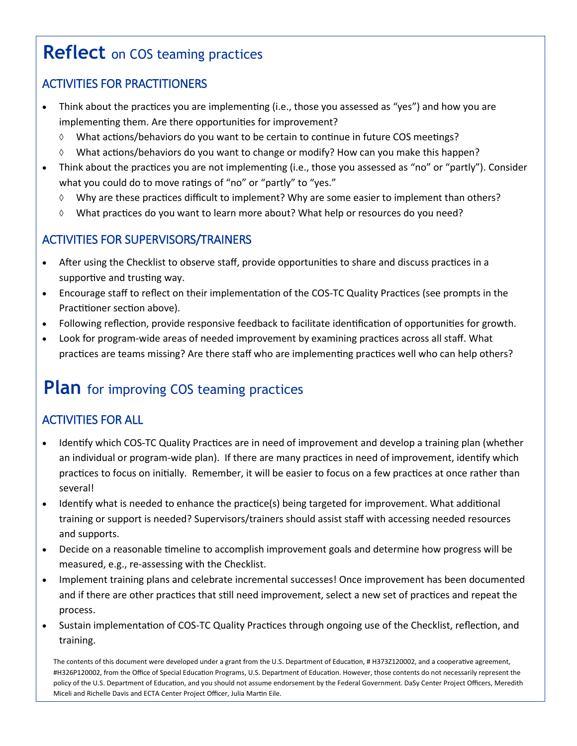# **Reflect** on COS teaming practices

## ACTIVITIES FOR PRACTITIONERS

- Think about the practices you are implementing (i.e., those you assessed as "yes") and how you are implementing them. Are there opportunities for improvement?
  - ◊ What actions/behaviors do you want to be certain to continue in future COS meetings?
  - ◊ What actions/behaviors do you want to change or modify? How can you make this happen?
- Think about the practices you are not implementing (i.e., those you assessed as "no" or "partly"). Consider what you could do to move ratings of "no" or "partly" to "yes."
  - ◊ Why are these practices difficult to implement? Why are some easier to implement than others?
  - ◊ What practices do you want to learn more about? What help or resources do you need?

## ACTIVITIES FOR SUPERVISORS/TRAINERS

- After using the Checklist to observe staff, provide opportunities to share and discuss practices in a supportive and trusting way.
- Encourage staff to reflect on their implementation of the COS-TC Quality Practices (see prompts in the Practitioner section above).
- Following reflection, provide responsive feedback to facilitate identification of opportunities for growth.
- Look for program-wide areas of needed improvement by examining practices across all staff. What practices are teams missing? Are there staff who are implementing practices well who can help others?

# **Plan** for improving COS teaming practices

## ACTIVITIES FOR ALL

- Identify which COS-TC Quality Practices are in need of improvement and develop a training plan (whether an individual or program-wide plan). If there are many practices in need of improvement, identify which practices to focus on initially. Remember, it will be easier to focus on a few practices at once rather than several!
- Identify what is needed to enhance the practice(s) being targeted for improvement. What additional training or support is needed? Supervisors/trainers should assist staff with accessing needed resources and supports.
- Decide on a reasonable timeline to accomplish improvement goals and determine how progress will be measured, e.g., re-assessing with the Checklist.
- Implement training plans and celebrate incremental successes! Once improvement has been documented and if there are other practices that still need improvement, select a new set of practices and repeat the process.
- Sustain implementation of COS-TC Quality Practices through ongoing use of the Checklist, reflection, and training.

The contents of this document were developed under a grant from the U.S. Department of Education, # H373Z120002, and a cooperative agreement, #H326P120002, from the Office of Special Education Programs, U.S. Department of Education. However, those contents do not necessarily represent the policy of the U.S. Department of Education, and you should not assume endorsement by the Federal Government. DaSy Center Project Officers, Meredith Miceli and Richelle Davis and ECTA Center Project Officer, Julia Martin Eile.